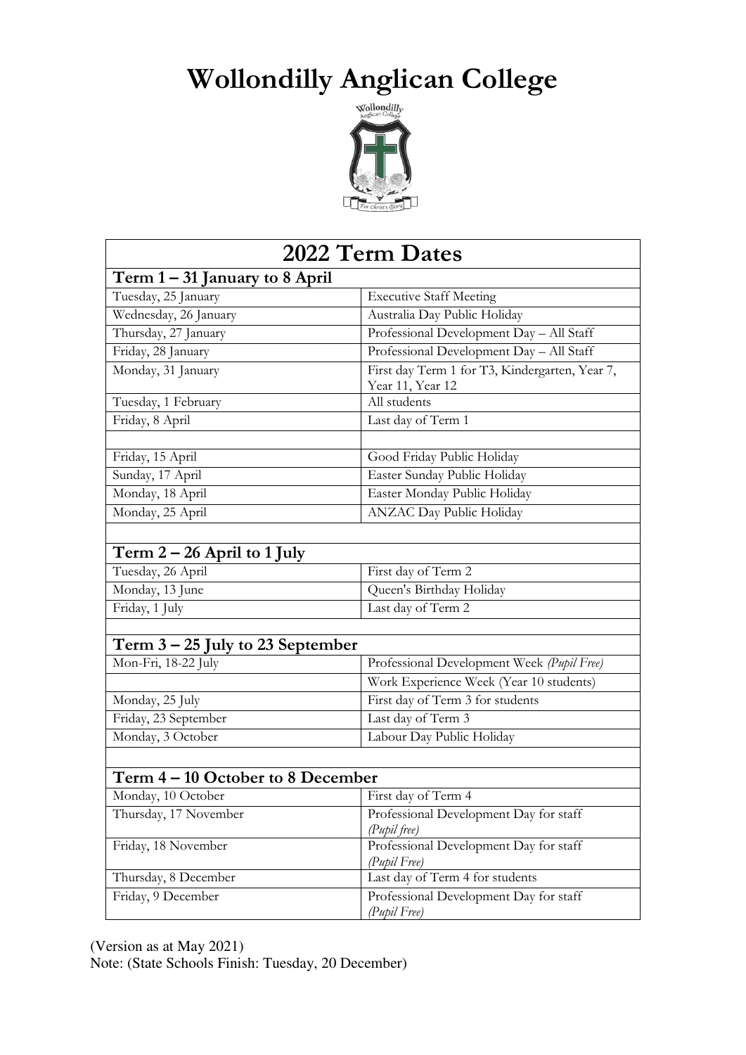# Wollondilly Anglican College

| 2022 Term Dates | |
|---|---|
| **Term 1 – 31 January to 8 April** | |
| Tuesday, 25 January | Executive Staff Meeting |
| Wednesday, 26 January | Australia Day Public Holiday |
| Thursday, 27 January | Professional Development Day – All Staff |
| Friday, 28 January | Professional Development Day – All Staff |
| Monday, 31 January | First day Term 1 for T3, Kindergarten, Year 7, Year 11, Year 12 |
| Tuesday, 1 February | All students |
| Friday, 8 April | Last day of Term 1 |
| | |
| Friday, 15 April | Good Friday Public Holiday |
| Sunday, 17 April | Easter Sunday Public Holiday |
| Monday, 18 April | Easter Monday Public Holiday |
| Monday, 25 April | ANZAC Day Public Holiday |
| | |
| **Term 2 – 26 April to 1 July** | |
| Tuesday, 26 April | First day of Term 2 |
| Monday, 13 June | Queen's Birthday Holiday |
| Friday, 1 July | Last day of Term 2 |
| | |
| **Term 3 – 25 July to 23 September** | |
| Mon-Fri, 18-22 July | Professional Development Week *(Pupil Free)* |
| | Work Experience Week (Year 10 students) |
| Monday, 25 July | First day of Term 3 for students |
| Friday, 23 September | Last day of Term 3 |
| Monday, 3 October | Labour Day Public Holiday |
| | |
| **Term 4 – 10 October to 8 December** | |
| Monday, 10 October | First day of Term 4 |
| Thursday, 17 November | Professional Development Day for staff *(Pupil free)* |
| Friday, 18 November | Professional Development Day for staff *(Pupil Free)* |
| Thursday, 8 December | Last day of Term 4 for students |
| Friday, 9 December | Professional Development Day for staff *(Pupil Free)* |

(Version as at May 2021)
Note: (State Schools Finish: Tuesday, 20 December)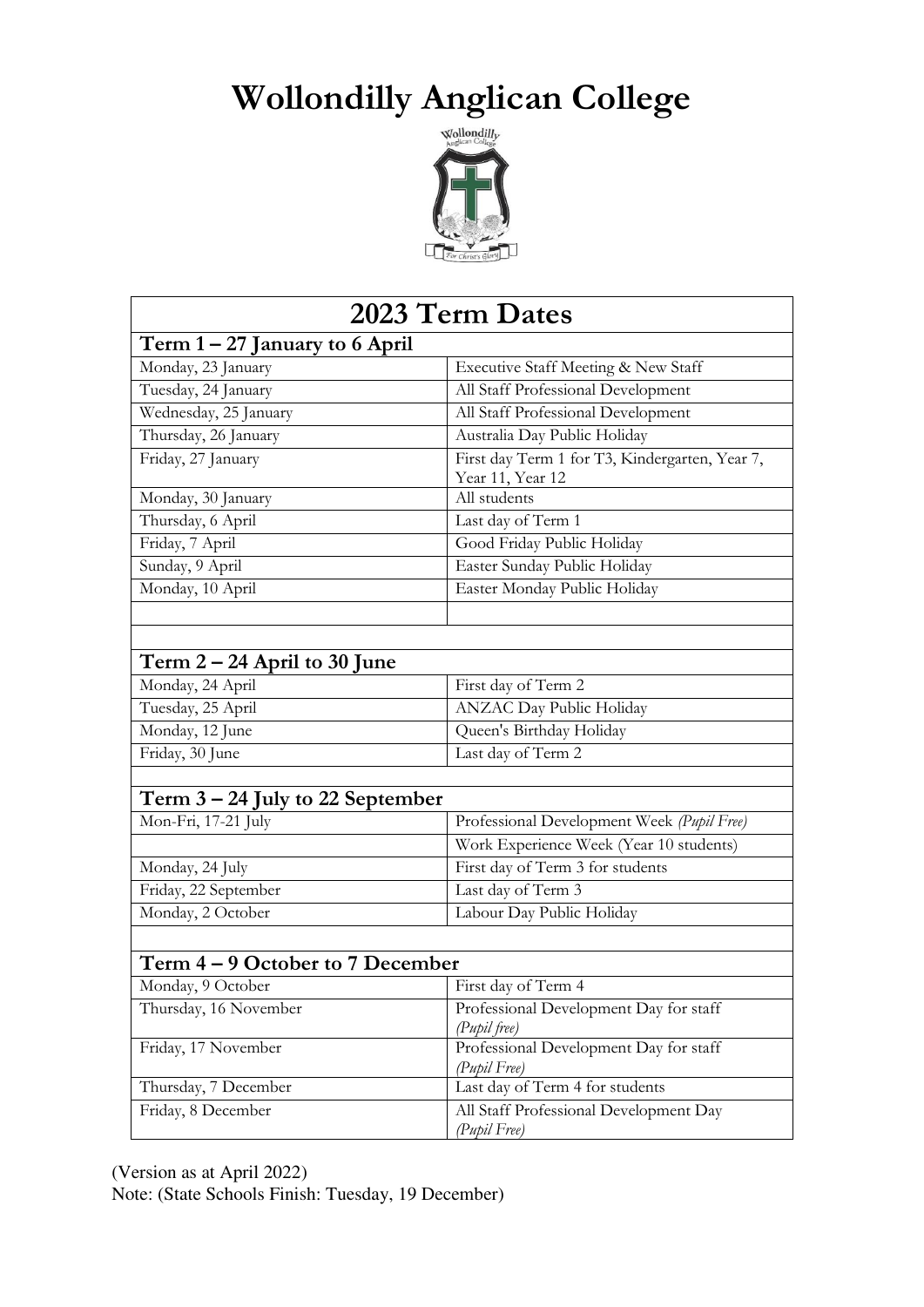# Wollondilly Anglican College

| 2023 Term Dates | |
|---|---|
| **Term 1 – 27 January to 6 April** | |
| Monday, 23 January | Executive Staff Meeting & New Staff |
| Tuesday, 24 January | All Staff Professional Development |
| Wednesday, 25 January | All Staff Professional Development |
| Thursday, 26 January | Australia Day Public Holiday |
| Friday, 27 January | First day Term 1 for T3, Kindergarten, Year 7, Year 11, Year 12 |
| Monday, 30 January | All students |
| Thursday, 6 April | Last day of Term 1 |
| Friday, 7 April | Good Friday Public Holiday |
| Sunday, 9 April | Easter Sunday Public Holiday |
| Monday, 10 April | Easter Monday Public Holiday |
| | |
| | |
| **Term 2 – 24 April to 30 June** | |
| Monday, 24 April | First day of Term 2 |
| Tuesday, 25 April | ANZAC Day Public Holiday |
| Monday, 12 June | Queen's Birthday Holiday |
| Friday, 30 June | Last day of Term 2 |
| | |
| **Term 3 – 24 July to 22 September** | |
| Mon-Fri, 17-21 July | Professional Development Week *(Pupil Free)* |
| | Work Experience Week (Year 10 students) |
| Monday, 24 July | First day of Term 3 for students |
| Friday, 22 September | Last day of Term 3 |
| Monday, 2 October | Labour Day Public Holiday |
| | |
| **Term 4 – 9 October to 7 December** | |
| Monday, 9 October | First day of Term 4 |
| Thursday, 16 November | Professional Development Day for staff *(Pupil free)* |
| Friday, 17 November | Professional Development Day for staff *(Pupil Free)* |
| Thursday, 7 December | Last day of Term 4 for students |
| Friday, 8 December | All Staff Professional Development Day *(Pupil Free)* |

(Version as at April 2022)
Note: (State Schools Finish: Tuesday, 19 December)